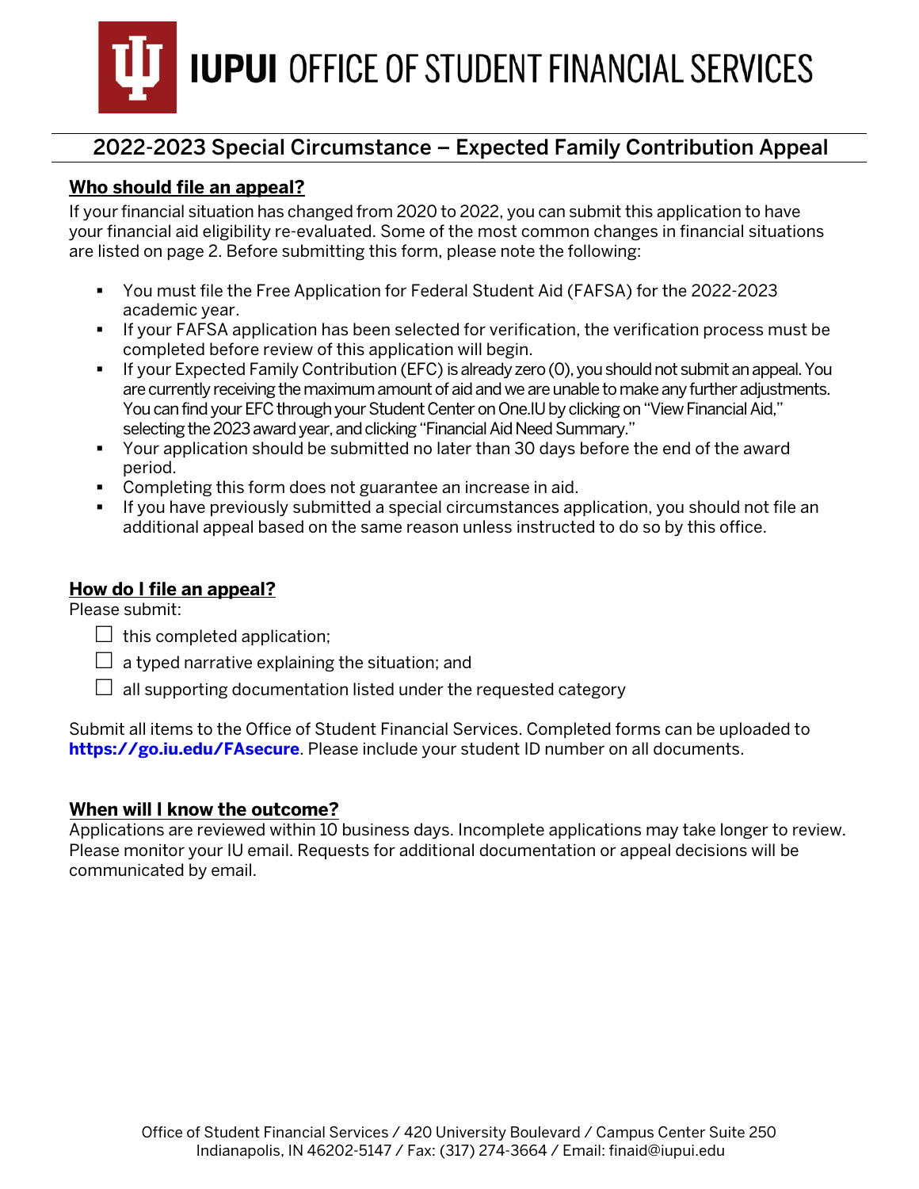# IUPUI OFFICE OF STUDENT FINANCIAL SERVICES

## 2022-2023 Special Circumstance – Expected Family Contribution Appeal

### Who should file an appeal?

If your financial situation has changed from 2020 to 2022, you can submit this application to have your financial aid eligibility re-evaluated. Some of the most common changes in financial situations are listed on page 2. Before submitting this form, please note the following:

- You must file the Free Application for Federal Student Aid (FAFSA) for the 2022-2023 academic year.
- If your FAFSA application has been selected for verification, the verification process must be completed before review of this application will begin.
- If your Expected Family Contribution (EFC) is already zero (0), you should not submit an appeal. You are currently receiving the maximum amount of aid and we are unable to make any further adjustments. You can find your EFC through your Student Center on One.IU by clicking on "View Financial Aid," selecting the 2023 award year, and clicking "Financial Aid Need Summary."
- Your application should be submitted no later than 30 days before the end of the award period.
- Completing this form does not guarantee an increase in aid.
- If you have previously submitted a special circumstances application, you should not file an additional appeal based on the same reason unless instructed to do so by this office.

### How do I file an appeal?

Please submit:

- ☐ this completed application;
- ☐ a typed narrative explaining the situation; and
- ☐ all supporting documentation listed under the requested category

Submit all items to the Office of Student Financial Services. Completed forms can be uploaded to **https://go.iu.edu/FAsecure**. Please include your student ID number on all documents.

### When will I know the outcome?

Applications are reviewed within 10 business days. Incomplete applications may take longer to review. Please monitor your IU email. Requests for additional documentation or appeal decisions will be communicated by email.

Office of Student Financial Services / 420 University Boulevard / Campus Center Suite 250
Indianapolis, IN 46202-5147 / Fax: (317) 274-3664 / Email: finaid@iupui.edu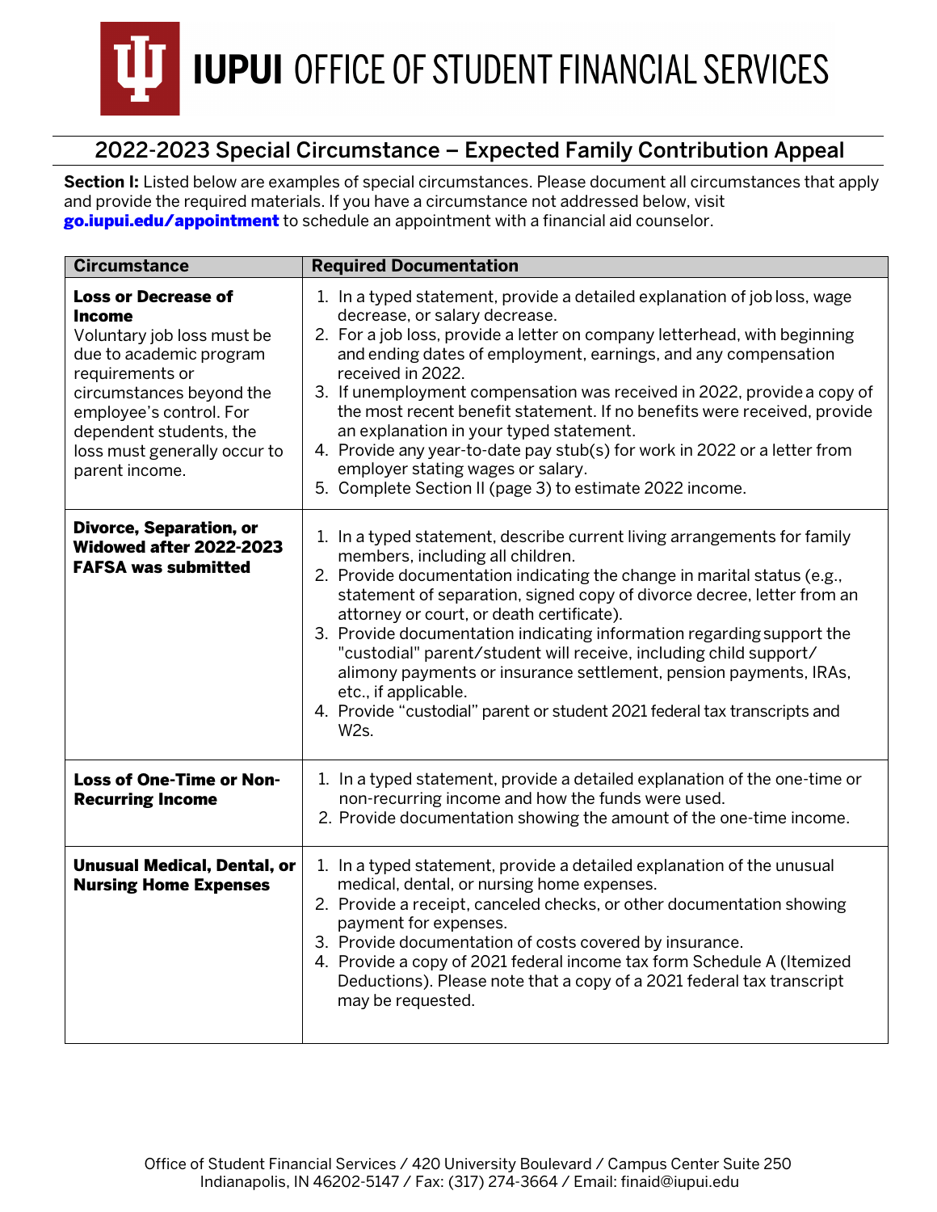# IUPUI OFFICE OF STUDENT FINANCIAL SERVICES

## 2022-2023 Special Circumstance – Expected Family Contribution Appeal

**Section I:** Listed below are examples of special circumstances. Please document all circumstances that apply and provide the required materials. If you have a circumstance not addressed below, visit **go.iupui.edu/appointment** to schedule an appointment with a financial aid counselor.

| Circumstance | Required Documentation |
|---|---|
| **Loss or Decrease of Income**<br>Voluntary job loss must be due to academic program requirements or circumstances beyond the employee's control. For dependent students, the loss must generally occur to parent income. | 1. In a typed statement, provide a detailed explanation of job loss, wage decrease, or salary decrease.<br>2. For a job loss, provide a letter on company letterhead, with beginning and ending dates of employment, earnings, and any compensation received in 2022.<br>3. If unemployment compensation was received in 2022, provide a copy of the most recent benefit statement. If no benefits were received, provide an explanation in your typed statement.<br>4. Provide any year-to-date pay stub(s) for work in 2022 or a letter from employer stating wages or salary.<br>5. Complete Section II (page 3) to estimate 2022 income. |
| **Divorce, Separation, or Widowed after 2022-2023 FAFSA was submitted** | 1. In a typed statement, describe current living arrangements for family members, including all children.<br>2. Provide documentation indicating the change in marital status (e.g., statement of separation, signed copy of divorce decree, letter from an attorney or court, or death certificate).<br>3. Provide documentation indicating information regarding support the "custodial" parent/student will receive, including child support/ alimony payments or insurance settlement, pension payments, IRAs, etc., if applicable.<br>4. Provide "custodial" parent or student 2021 federal tax transcripts and W2s. |
| **Loss of One-Time or Non-Recurring Income** | 1. In a typed statement, provide a detailed explanation of the one-time or non-recurring income and how the funds were used.<br>2. Provide documentation showing the amount of the one-time income. |
| **Unusual Medical, Dental, or Nursing Home Expenses** | 1. In a typed statement, provide a detailed explanation of the unusual medical, dental, or nursing home expenses.<br>2. Provide a receipt, canceled checks, or other documentation showing payment for expenses.<br>3. Provide documentation of costs covered by insurance.<br>4. Provide a copy of 2021 federal income tax form Schedule A (Itemized Deductions). Please note that a copy of a 2021 federal tax transcript may be requested. |

Office of Student Financial Services / 420 University Boulevard / Campus Center Suite 250
Indianapolis, IN 46202-5147 / Fax: (317) 274-3664 / Email: finaid@iupui.edu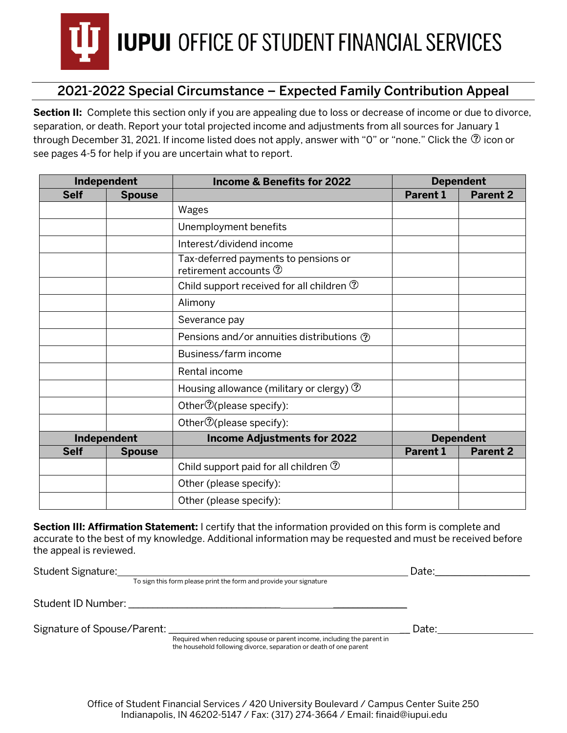# IUPUI OFFICE OF STUDENT FINANCIAL SERVICES

## 2021-2022 Special Circumstance – Expected Family Contribution Appeal

**Section II:** Complete this section only if you are appealing due to loss or decrease of income or due to divorce, separation, or death. Report your total projected income and adjustments from all sources for January 1 through December 31, 2021. If income listed does not apply, answer with "0" or "none." Click the ⓘ icon or see pages 4-5 for help if you are uncertain what to report.

| Independent | | Income & Benefits for 2022 | Dependent | |
|---|---|---|---|---|
| **Self** | **Spouse** | | **Parent 1** | **Parent 2** |
| | | Wages | | |
| | | Unemployment benefits | | |
| | | Interest/dividend income | | |
| | | Tax-deferred payments to pensions or retirement accounts ⓘ | | |
| | | Child support received for all children ⓘ | | |
| | | Alimony | | |
| | | Severance pay | | |
| | | Pensions and/or annuities distributions ⓘ | | |
| | | Business/farm income | | |
| | | Rental income | | |
| | | Housing allowance (military or clergy) ⓘ | | |
| | | Otherⓘ(please specify): | | |
| | | Otherⓘ(please specify): | | |
| **Independent** | | **Income Adjustments for 2022** | **Dependent** | |
| **Self** | **Spouse** | | **Parent 1** | **Parent 2** |
| | | Child support paid for all children ⓘ | | |
| | | Other (please specify): | | |
| | | Other (please specify): | | |

**Section III: Affirmation Statement:** I certify that the information provided on this form is complete and accurate to the best of my knowledge. Additional information may be requested and must be received before the appeal is reviewed.

Student Signature:________________________________________________ Date:_______________

To sign this form please print the form and provide your signature

Student ID Number: ______________________________________________

Signature of Spouse/Parent: ______________________________________ Date:_______________

Required when reducing spouse or parent income, including the parent in the household following divorce, separation or death of one parent

Office of Student Financial Services / 420 University Boulevard / Campus Center Suite 250
Indianapolis, IN 46202-5147 / Fax: (317) 274-3664 / Email: finaid@iupui.edu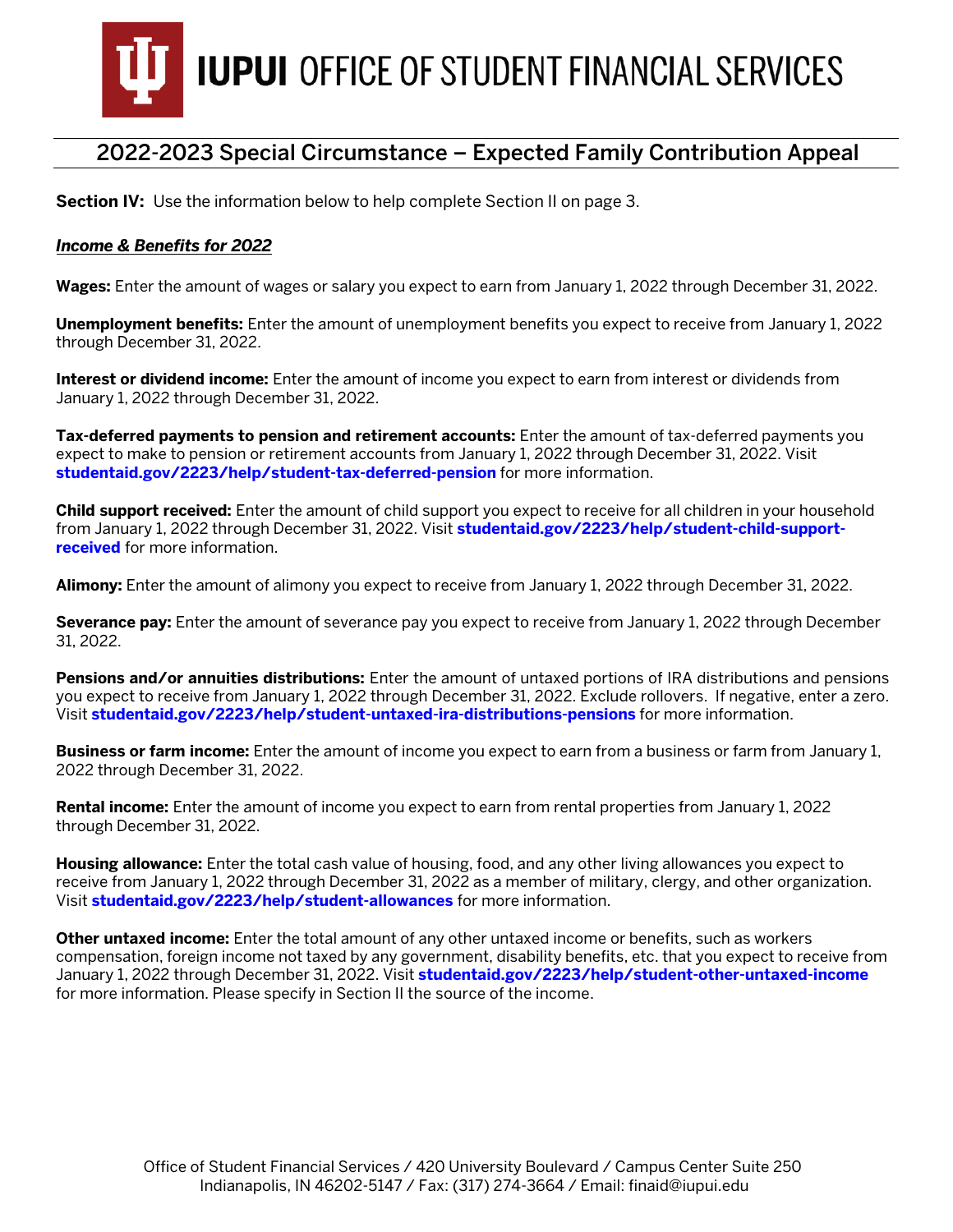# IUPUI OFFICE OF STUDENT FINANCIAL SERVICES

## 2022-2023 Special Circumstance – Expected Family Contribution Appeal

**Section IV:** Use the information below to help complete Section II on page 3.

***Income & Benefits for 2022***

**Wages:** Enter the amount of wages or salary you expect to earn from January 1, 2022 through December 31, 2022.

**Unemployment benefits:** Enter the amount of unemployment benefits you expect to receive from January 1, 2022 through December 31, 2022.

**Interest or dividend income:** Enter the amount of income you expect to earn from interest or dividends from January 1, 2022 through December 31, 2022.

**Tax-deferred payments to pension and retirement accounts:** Enter the amount of tax-deferred payments you expect to make to pension or retirement accounts from January 1, 2022 through December 31, 2022. Visit **studentaid.gov/2223/help/student-tax-deferred-pension** for more information.

**Child support received:** Enter the amount of child support you expect to receive for all children in your household from January 1, 2022 through December 31, 2022. Visit **studentaid.gov/2223/help/student-child-support-received** for more information.

**Alimony:** Enter the amount of alimony you expect to receive from January 1, 2022 through December 31, 2022.

**Severance pay:** Enter the amount of severance pay you expect to receive from January 1, 2022 through December 31, 2022.

**Pensions and/or annuities distributions:** Enter the amount of untaxed portions of IRA distributions and pensions you expect to receive from January 1, 2022 through December 31, 2022. Exclude rollovers. If negative, enter a zero. Visit **studentaid.gov/2223/help/student-untaxed-ira-distributions-pensions** for more information.

**Business or farm income:** Enter the amount of income you expect to earn from a business or farm from January 1, 2022 through December 31, 2022.

**Rental income:** Enter the amount of income you expect to earn from rental properties from January 1, 2022 through December 31, 2022.

**Housing allowance:** Enter the total cash value of housing, food, and any other living allowances you expect to receive from January 1, 2022 through December 31, 2022 as a member of military, clergy, and other organization. Visit **studentaid.gov/2223/help/student-allowances** for more information.

**Other untaxed income:** Enter the total amount of any other untaxed income or benefits, such as workers compensation, foreign income not taxed by any government, disability benefits, etc. that you expect to receive from January 1, 2022 through December 31, 2022. Visit **studentaid.gov/2223/help/student-other-untaxed-income** for more information. Please specify in Section II the source of the income.

Office of Student Financial Services / 420 University Boulevard / Campus Center Suite 250
Indianapolis, IN 46202-5147 / Fax: (317) 274-3664 / Email: finaid@iupui.edu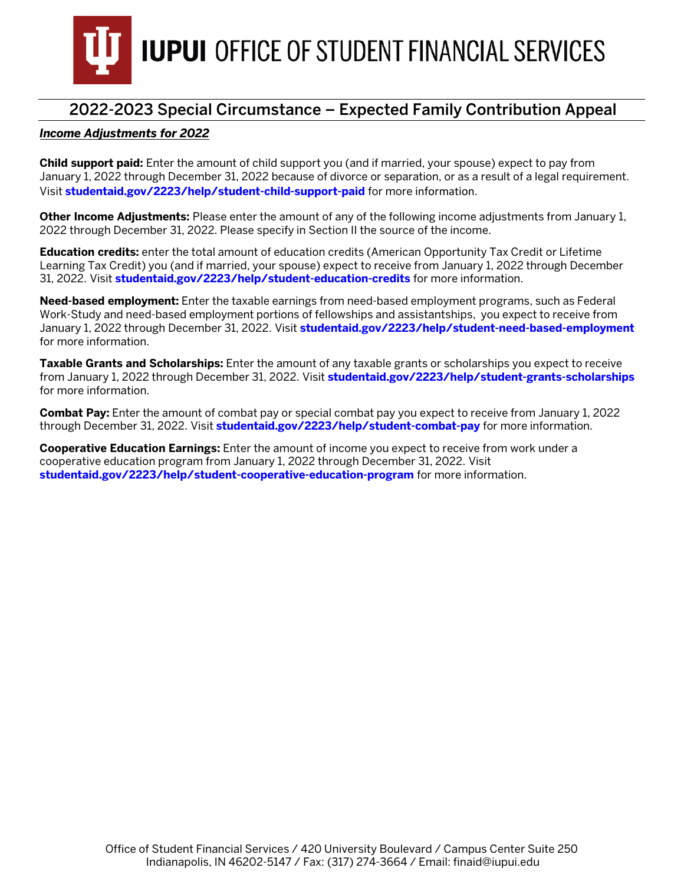# IUPUI OFFICE OF STUDENT FINANCIAL SERVICES

## 2022-2023 Special Circumstance – Expected Family Contribution Appeal

***Income Adjustments for 2022***

**Child support paid:** Enter the amount of child support you (and if married, your spouse) expect to pay from January 1, 2022 through December 31, 2022 because of divorce or separation, or as a result of a legal requirement. Visit **studentaid.gov/2223/help/student-child-support-paid** for more information.

**Other Income Adjustments:** Please enter the amount of any of the following income adjustments from January 1, 2022 through December 31, 2022. Please specify in Section II the source of the income.

**Education credits:** enter the total amount of education credits (American Opportunity Tax Credit or Lifetime Learning Tax Credit) you (and if married, your spouse) expect to receive from January 1, 2022 through December 31, 2022. Visit **studentaid.gov/2223/help/student-education-credits** for more information.

**Need-based employment:** Enter the taxable earnings from need-based employment programs, such as Federal Work-Study and need-based employment portions of fellowships and assistantships, you expect to receive from January 1, 2022 through December 31, 2022. Visit **studentaid.gov/2223/help/student-need-based-employment** for more information.

**Taxable Grants and Scholarships:** Enter the amount of any taxable grants or scholarships you expect to receive from January 1, 2022 through December 31, 2022. Visit **studentaid.gov/2223/help/student-grants-scholarships** for more information.

**Combat Pay:** Enter the amount of combat pay or special combat pay you expect to receive from January 1, 2022 through December 31, 2022. Visit **studentaid.gov/2223/help/student-combat-pay** for more information.

**Cooperative Education Earnings:** Enter the amount of income you expect to receive from work under a cooperative education program from January 1, 2022 through December 31, 2022. Visit **studentaid.gov/2223/help/student-cooperative-education-program** for more information.

Office of Student Financial Services / 420 University Boulevard / Campus Center Suite 250
Indianapolis, IN 46202-5147 / Fax: (317) 274-3664 / Email: finaid@iupui.edu